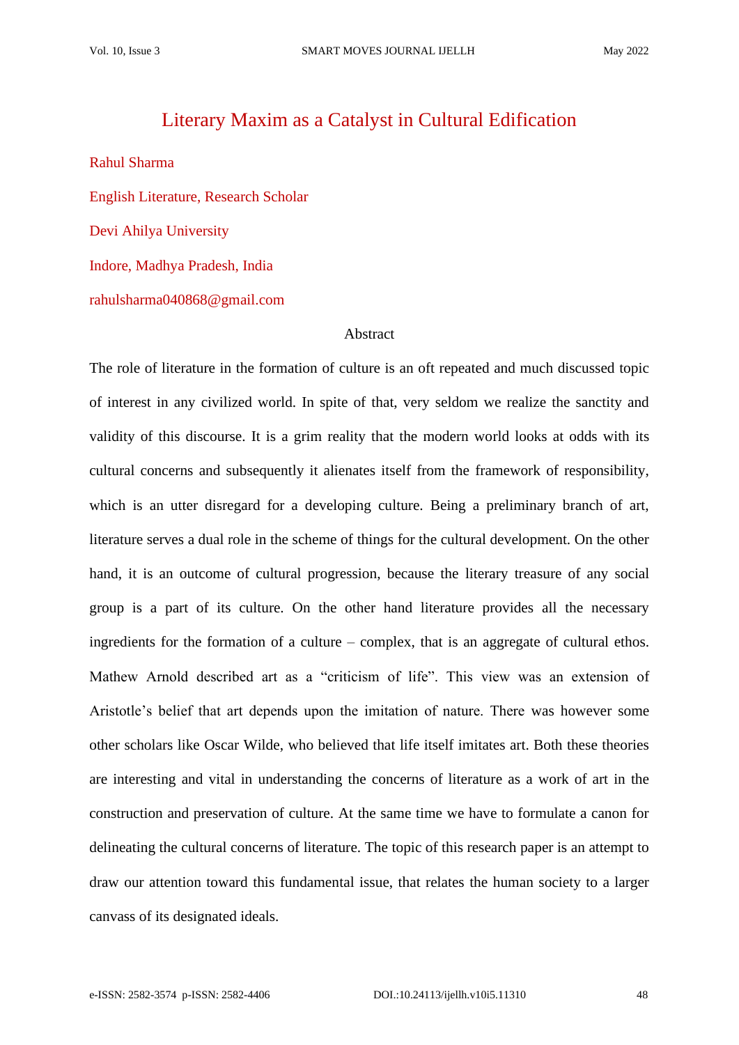# Literary Maxim as a Catalyst in Cultural Edification

Rahul Sharma

English Literature, Research Scholar

Devi Ahilya University

Indore, Madhya Pradesh, India

rahulsharma040868@gmail.com

## Abstract

The role of literature in the formation of culture is an oft repeated and much discussed topic of interest in any civilized world. In spite of that, very seldom we realize the sanctity and validity of this discourse. It is a grim reality that the modern world looks at odds with its cultural concerns and subsequently it alienates itself from the framework of responsibility, which is an utter disregard for a developing culture. Being a preliminary branch of art, literature serves a dual role in the scheme of things for the cultural development. On the other hand, it is an outcome of cultural progression, because the literary treasure of any social group is a part of its culture. On the other hand literature provides all the necessary ingredients for the formation of a culture – complex, that is an aggregate of cultural ethos. Mathew Arnold described art as a "criticism of life". This view was an extension of Aristotle's belief that art depends upon the imitation of nature. There was however some other scholars like Oscar Wilde, who believed that life itself imitates art. Both these theories are interesting and vital in understanding the concerns of literature as a work of art in the construction and preservation of culture. At the same time we have to formulate a canon for delineating the cultural concerns of literature. The topic of this research paper is an attempt to draw our attention toward this fundamental issue, that relates the human society to a larger canvass of its designated ideals.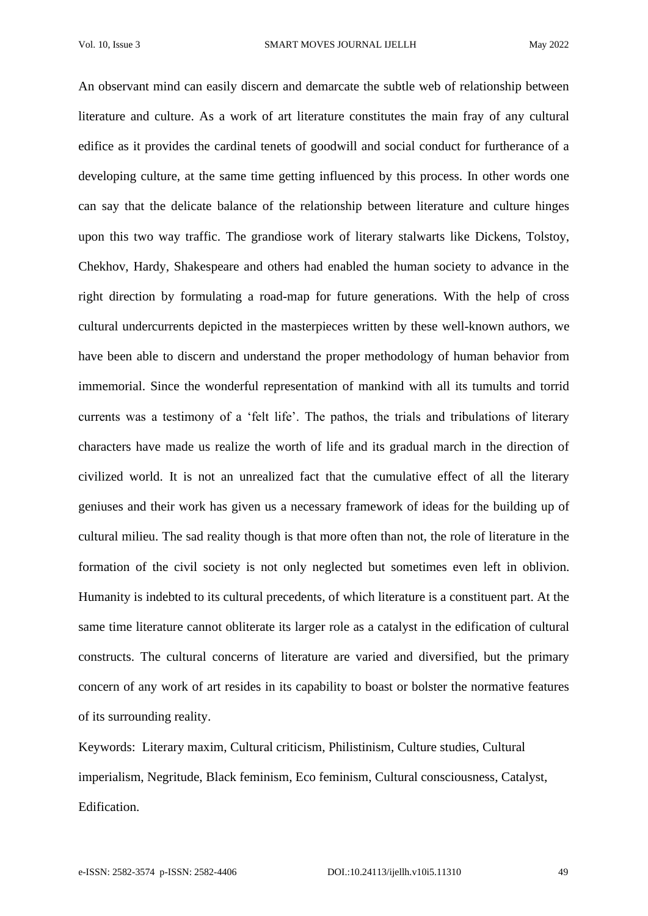An observant mind can easily discern and demarcate the subtle web of relationship between literature and culture. As a work of art literature constitutes the main fray of any cultural edifice as it provides the cardinal tenets of goodwill and social conduct for furtherance of a developing culture, at the same time getting influenced by this process. In other words one can say that the delicate balance of the relationship between literature and culture hinges upon this two way traffic. The grandiose work of literary stalwarts like Dickens, Tolstoy, Chekhov, Hardy, Shakespeare and others had enabled the human society to advance in the right direction by formulating a road-map for future generations. With the help of cross cultural undercurrents depicted in the masterpieces written by these well-known authors, we have been able to discern and understand the proper methodology of human behavior from immemorial. Since the wonderful representation of mankind with all its tumults and torrid currents was a testimony of a 'felt life'. The pathos, the trials and tribulations of literary characters have made us realize the worth of life and its gradual march in the direction of civilized world. It is not an unrealized fact that the cumulative effect of all the literary geniuses and their work has given us a necessary framework of ideas for the building up of cultural milieu. The sad reality though is that more often than not, the role of literature in the formation of the civil society is not only neglected but sometimes even left in oblivion. Humanity is indebted to its cultural precedents, of which literature is a constituent part. At the same time literature cannot obliterate its larger role as a catalyst in the edification of cultural constructs. The cultural concerns of literature are varied and diversified, but the primary concern of any work of art resides in its capability to boast or bolster the normative features of its surrounding reality.

Keywords: Literary maxim, Cultural criticism, Philistinism, Culture studies, Cultural imperialism, Negritude, Black feminism, Eco feminism, Cultural consciousness, Catalyst, Edification.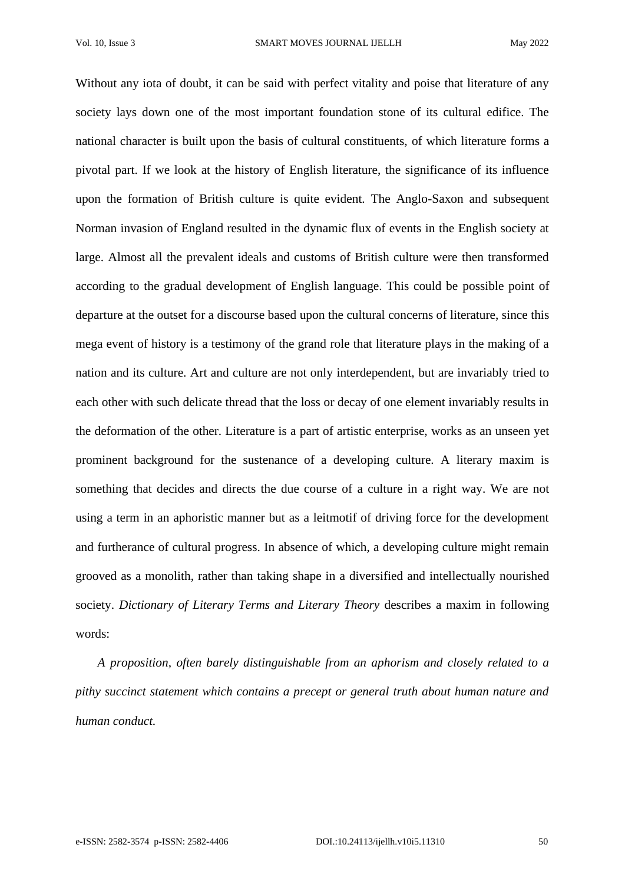Without any iota of doubt, it can be said with perfect vitality and poise that literature of any society lays down one of the most important foundation stone of its cultural edifice. The national character is built upon the basis of cultural constituents, of which literature forms a pivotal part. If we look at the history of English literature, the significance of its influence upon the formation of British culture is quite evident. The Anglo-Saxon and subsequent Norman invasion of England resulted in the dynamic flux of events in the English society at large. Almost all the prevalent ideals and customs of British culture were then transformed according to the gradual development of English language. This could be possible point of departure at the outset for a discourse based upon the cultural concerns of literature, since this mega event of history is a testimony of the grand role that literature plays in the making of a nation and its culture. Art and culture are not only interdependent, but are invariably tried to each other with such delicate thread that the loss or decay of one element invariably results in the deformation of the other. Literature is a part of artistic enterprise, works as an unseen yet prominent background for the sustenance of a developing culture. A literary maxim is something that decides and directs the due course of a culture in a right way. We are not using a term in an aphoristic manner but as a leitmotif of driving force for the development and furtherance of cultural progress. In absence of which, a developing culture might remain grooved as a monolith, rather than taking shape in a diversified and intellectually nourished society. *Dictionary of Literary Terms and Literary Theory* describes a maxim in following words:

*A proposition, often barely distinguishable from an aphorism and closely related to a pithy succinct statement which contains a precept or general truth about human nature and human conduct.*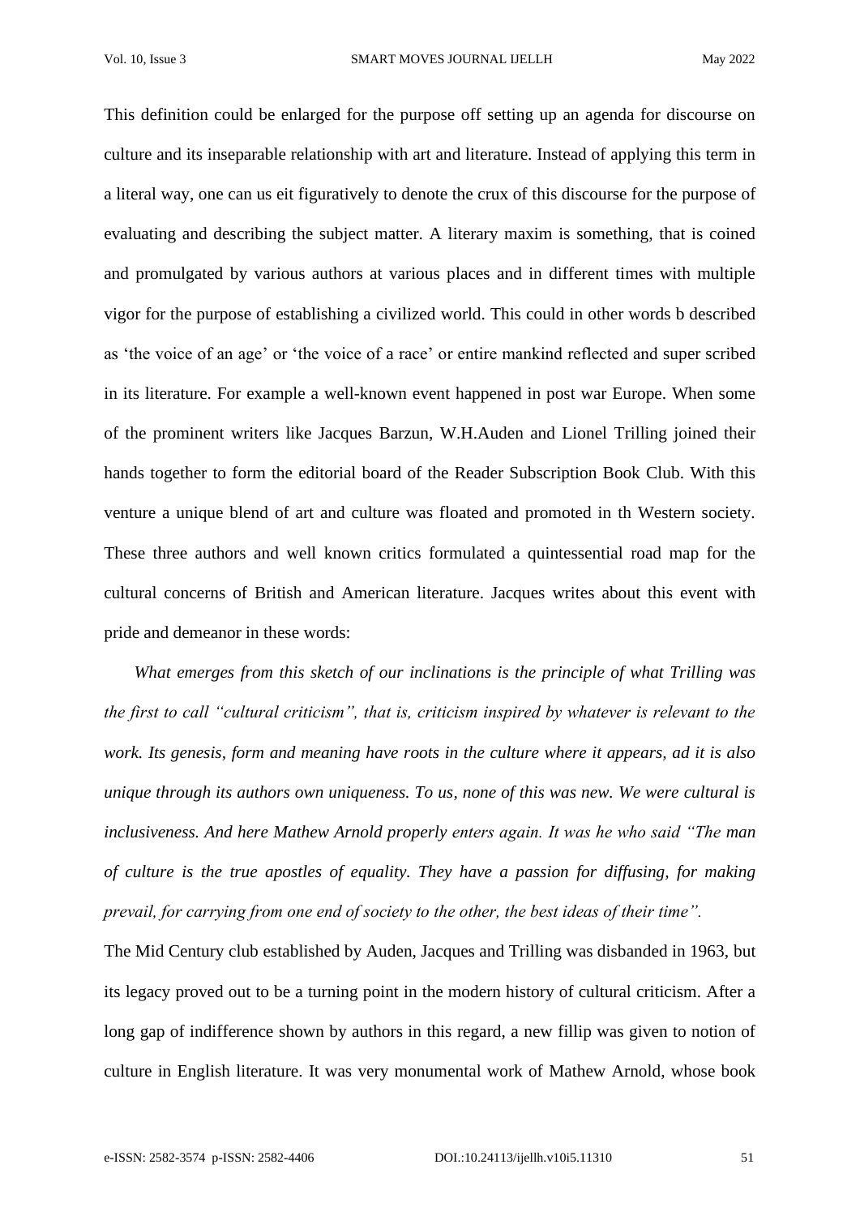This definition could be enlarged for the purpose off setting up an agenda for discourse on culture and its inseparable relationship with art and literature. Instead of applying this term in a literal way, one can us eit figuratively to denote the crux of this discourse for the purpose of evaluating and describing the subject matter. A literary maxim is something, that is coined and promulgated by various authors at various places and in different times with multiple vigor for the purpose of establishing a civilized world. This could in other words b described as 'the voice of an age' or 'the voice of a race' or entire mankind reflected and super scribed in its literature. For example a well-known event happened in post war Europe. When some of the prominent writers like Jacques Barzun, W.H.Auden and Lionel Trilling joined their hands together to form the editorial board of the Reader Subscription Book Club. With this venture a unique blend of art and culture was floated and promoted in th Western society. These three authors and well known critics formulated a quintessential road map for the cultural concerns of British and American literature. Jacques writes about this event with pride and demeanor in these words:

*What emerges from this sketch of our inclinations is the principle of what Trilling was the first to call "cultural criticism", that is, criticism inspired by whatever is relevant to the work. Its genesis, form and meaning have roots in the culture where it appears, ad it is also unique through its authors own uniqueness. To us, none of this was new. We were cultural is inclusiveness. And here Mathew Arnold properly enters again. It was he who said "The man of culture is the true apostles of equality. They have a passion for diffusing, for making prevail, for carrying from one end of society to the other, the best ideas of their time".*

The Mid Century club established by Auden, Jacques and Trilling was disbanded in 1963, but its legacy proved out to be a turning point in the modern history of cultural criticism. After a long gap of indifference shown by authors in this regard, a new fillip was given to notion of culture in English literature. It was very monumental work of Mathew Arnold, whose book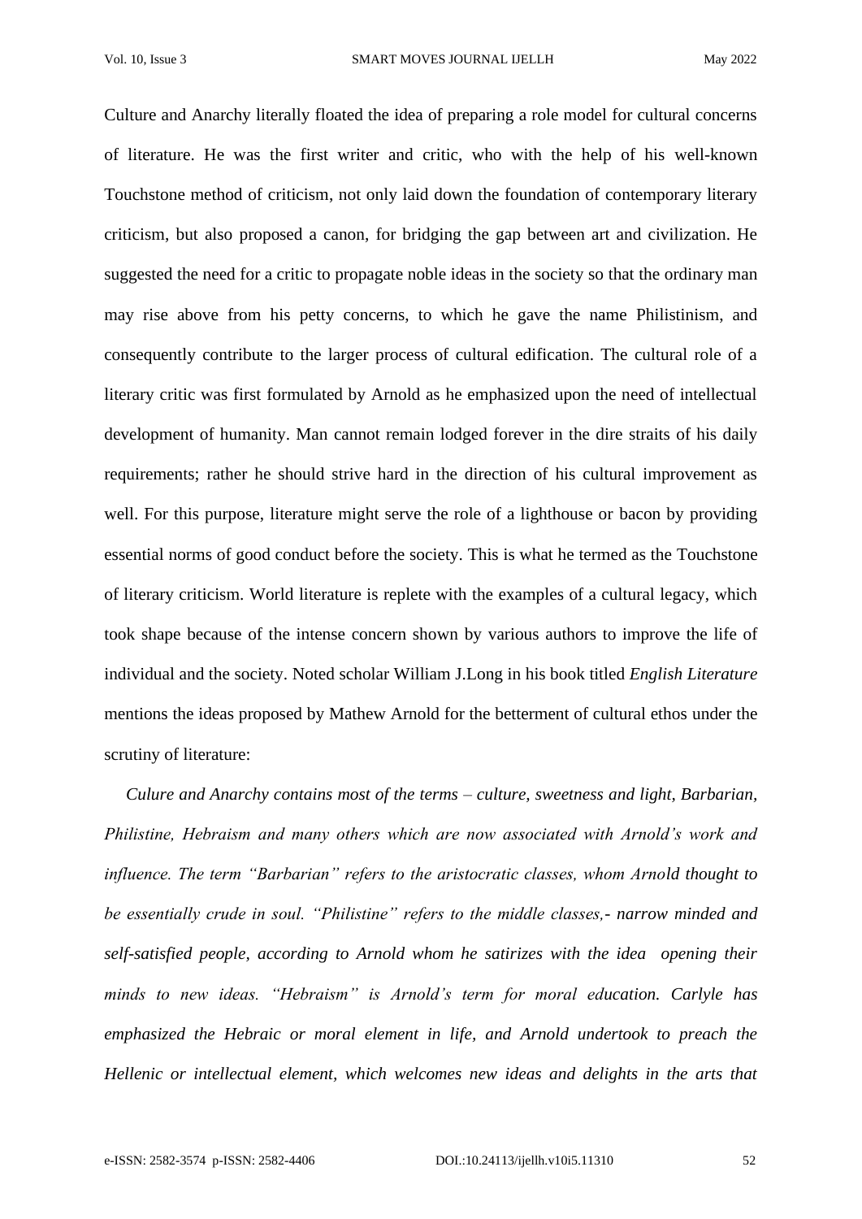Culture and Anarchy literally floated the idea of preparing a role model for cultural concerns of literature. He was the first writer and critic, who with the help of his well-known Touchstone method of criticism, not only laid down the foundation of contemporary literary criticism, but also proposed a canon, for bridging the gap between art and civilization. He suggested the need for a critic to propagate noble ideas in the society so that the ordinary man may rise above from his petty concerns, to which he gave the name Philistinism, and consequently contribute to the larger process of cultural edification. The cultural role of a literary critic was first formulated by Arnold as he emphasized upon the need of intellectual development of humanity. Man cannot remain lodged forever in the dire straits of his daily requirements; rather he should strive hard in the direction of his cultural improvement as well. For this purpose, literature might serve the role of a lighthouse or bacon by providing essential norms of good conduct before the society. This is what he termed as the Touchstone of literary criticism. World literature is replete with the examples of a cultural legacy, which took shape because of the intense concern shown by various authors to improve the life of individual and the society. Noted scholar William J.Long in his book titled *English Literature* mentions the ideas proposed by Mathew Arnold for the betterment of cultural ethos under the scrutiny of literature:

*Culure and Anarchy contains most of the terms – culture, sweetness and light, Barbarian, Philistine, Hebraism and many others which are now associated with Arnold's work and influence. The term "Barbarian" refers to the aristocratic classes, whom Arnold thought to be essentially crude in soul. "Philistine" refers to the middle classes,- narrow minded and self-satisfied people, according to Arnold whom he satirizes with the idea opening their minds to new ideas. "Hebraism" is Arnold's term for moral education. Carlyle has emphasized the Hebraic or moral element in life, and Arnold undertook to preach the Hellenic or intellectual element, which welcomes new ideas and delights in the arts that*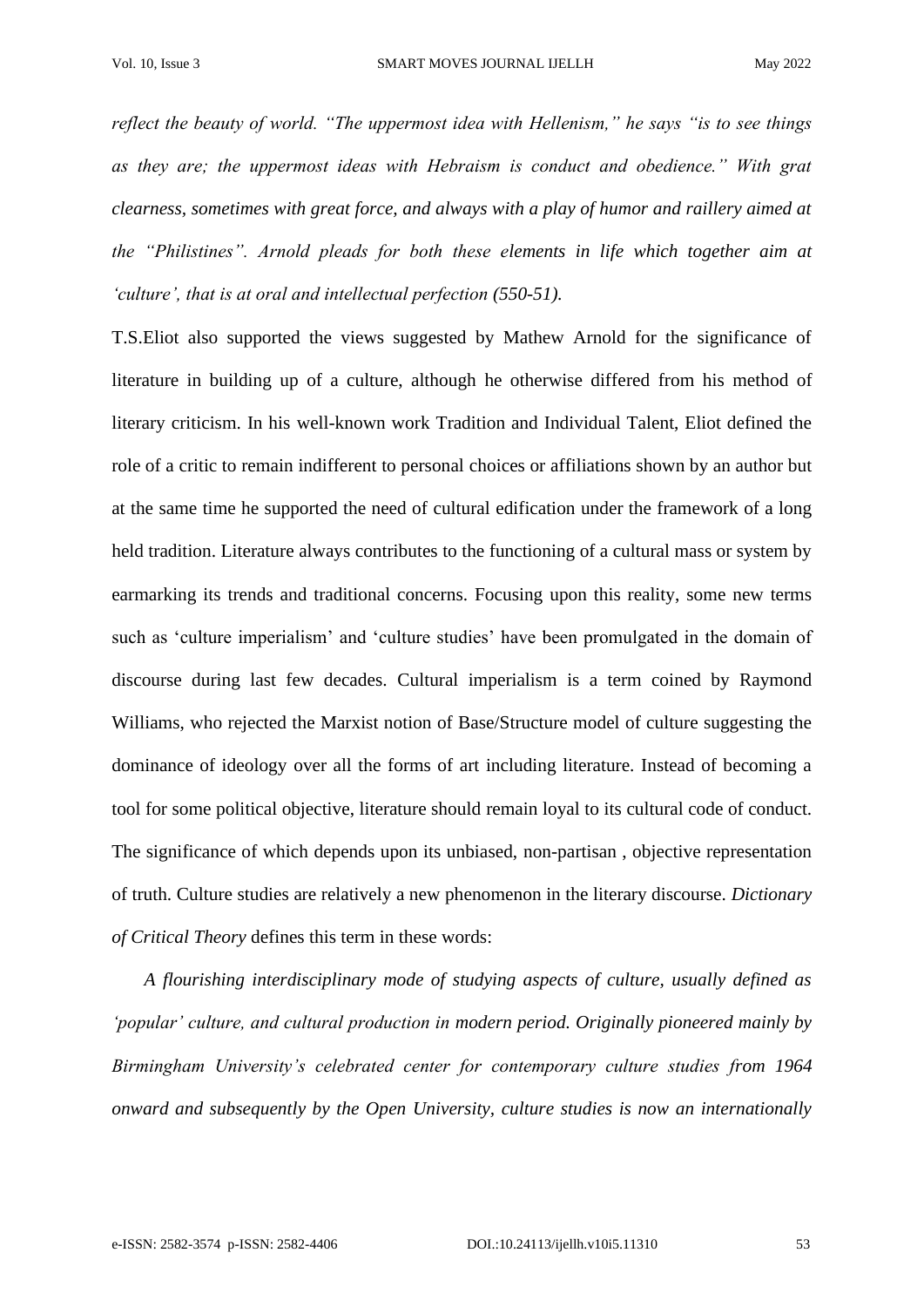*reflect the beauty of world. "The uppermost idea with Hellenism," he says "is to see things as they are; the uppermost ideas with Hebraism is conduct and obedience." With grat clearness, sometimes with great force, and always with a play of humor and raillery aimed at the "Philistines". Arnold pleads for both these elements in life which together aim at 'culture', that is at oral and intellectual perfection (550-51).*

T.S.Eliot also supported the views suggested by Mathew Arnold for the significance of literature in building up of a culture, although he otherwise differed from his method of literary criticism. In his well-known work Tradition and Individual Talent, Eliot defined the role of a critic to remain indifferent to personal choices or affiliations shown by an author but at the same time he supported the need of cultural edification under the framework of a long held tradition. Literature always contributes to the functioning of a cultural mass or system by earmarking its trends and traditional concerns. Focusing upon this reality, some new terms such as 'culture imperialism' and 'culture studies' have been promulgated in the domain of discourse during last few decades. Cultural imperialism is a term coined by Raymond Williams, who rejected the Marxist notion of Base/Structure model of culture suggesting the dominance of ideology over all the forms of art including literature. Instead of becoming a tool for some political objective, literature should remain loyal to its cultural code of conduct. The significance of which depends upon its unbiased, non-partisan , objective representation of truth. Culture studies are relatively a new phenomenon in the literary discourse. *Dictionary of Critical Theory* defines this term in these words:

*A flourishing interdisciplinary mode of studying aspects of culture, usually defined as 'popular' culture, and cultural production in modern period. Originally pioneered mainly by Birmingham University's celebrated center for contemporary culture studies from 1964 onward and subsequently by the Open University, culture studies is now an internationally*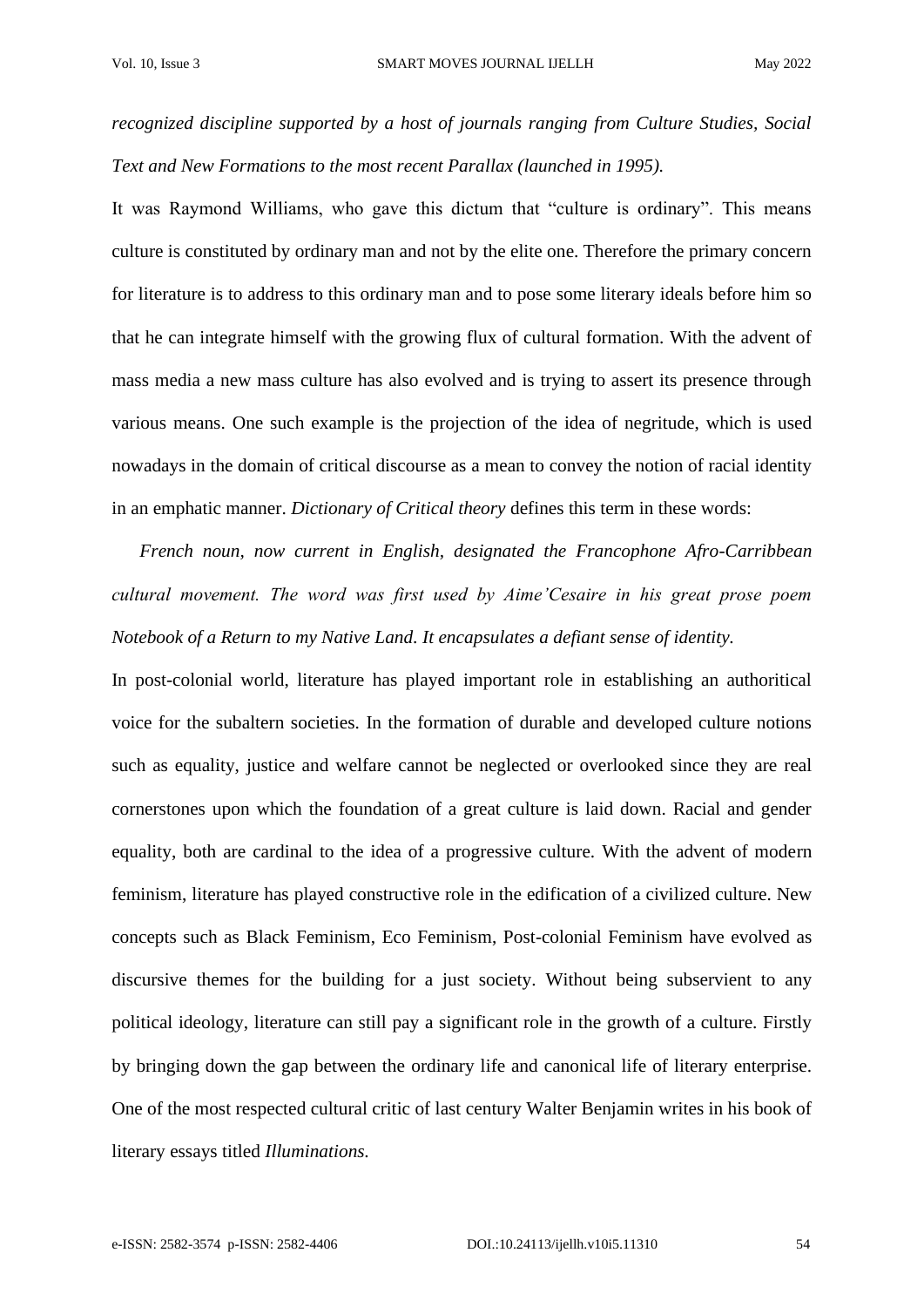*recognized discipline supported by a host of journals ranging from Culture Studies, Social Text and New Formations to the most recent Parallax (launched in 1995).*

It was Raymond Williams, who gave this dictum that "culture is ordinary". This means culture is constituted by ordinary man and not by the elite one. Therefore the primary concern for literature is to address to this ordinary man and to pose some literary ideals before him so that he can integrate himself with the growing flux of cultural formation. With the advent of mass media a new mass culture has also evolved and is trying to assert its presence through various means. One such example is the projection of the idea of negritude, which is used nowadays in the domain of critical discourse as a mean to convey the notion of racial identity in an emphatic manner. *Dictionary of Critical theory* defines this term in these words:

*French noun, now current in English, designated the Francophone Afro-Carribbean cultural movement. The word was first used by Aime'Cesaire in his great prose poem Notebook of a Return to my Native Land. It encapsulates a defiant sense of identity.*

In post-colonial world, literature has played important role in establishing an authoritical voice for the subaltern societies. In the formation of durable and developed culture notions such as equality, justice and welfare cannot be neglected or overlooked since they are real cornerstones upon which the foundation of a great culture is laid down. Racial and gender equality, both are cardinal to the idea of a progressive culture. With the advent of modern feminism, literature has played constructive role in the edification of a civilized culture. New concepts such as Black Feminism, Eco Feminism, Post-colonial Feminism have evolved as discursive themes for the building for a just society. Without being subservient to any political ideology, literature can still pay a significant role in the growth of a culture. Firstly by bringing down the gap between the ordinary life and canonical life of literary enterprise. One of the most respected cultural critic of last century Walter Benjamin writes in his book of literary essays titled *Illuminations.*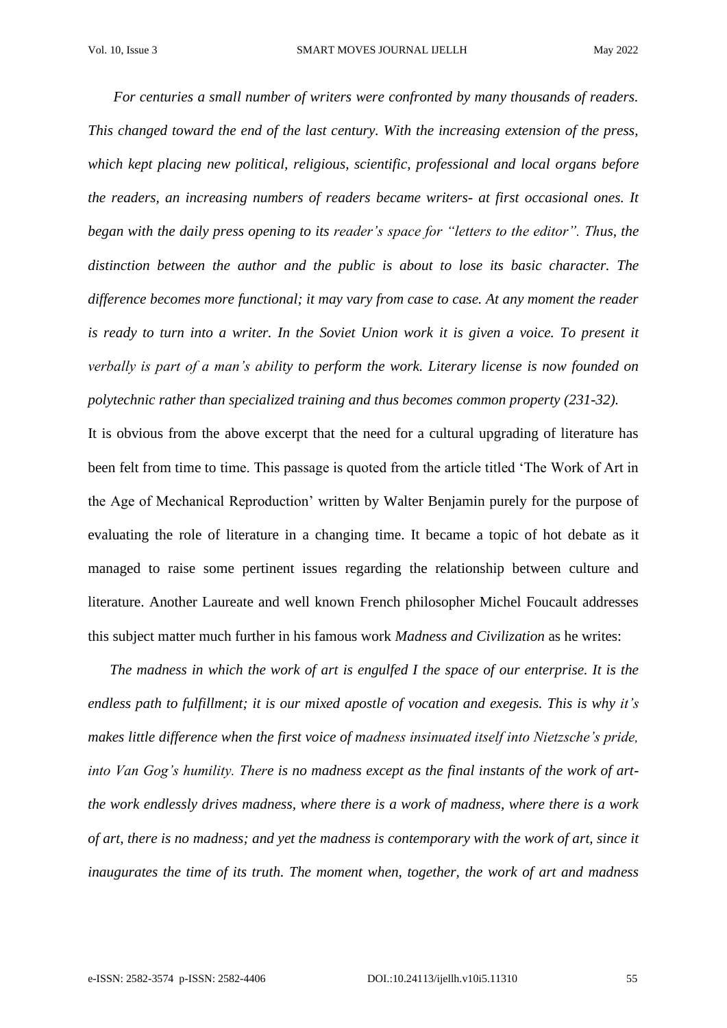*For centuries a small number of writers were confronted by many thousands of readers. This changed toward the end of the last century. With the increasing extension of the press, which kept placing new political, religious, scientific, professional and local organs before the readers, an increasing numbers of readers became writers- at first occasional ones. It began with the daily press opening to its reader's space for "letters to the editor". Thus, the distinction between the author and the public is about to lose its basic character. The difference becomes more functional; it may vary from case to case. At any moment the reader is ready to turn into a writer. In the Soviet Union work it is given a voice. To present it verbally is part of a man's ability to perform the work. Literary license is now founded on polytechnic rather than specialized training and thus becomes common property (231-32).*

It is obvious from the above excerpt that the need for a cultural upgrading of literature has been felt from time to time. This passage is quoted from the article titled 'The Work of Art in the Age of Mechanical Reproduction' written by Walter Benjamin purely for the purpose of evaluating the role of literature in a changing time. It became a topic of hot debate as it managed to raise some pertinent issues regarding the relationship between culture and literature. Another Laureate and well known French philosopher Michel Foucault addresses this subject matter much further in his famous work *Madness and Civilization* as he writes:

*The madness in which the work of art is engulfed I the space of our enterprise. It is the endless path to fulfillment; it is our mixed apostle of vocation and exegesis. This is why it's makes little difference when the first voice of madness insinuated itself into Nietzsche's pride, into Van Gog's humility. There is no madness except as the final instants of the work of art- the work endlessly drives madness, where there is a work of madness, where there is a work of art, there is no madness; and yet the madness is contemporary with the work of art, since it inaugurates the time of its truth. The moment when, together, the work of art and madness*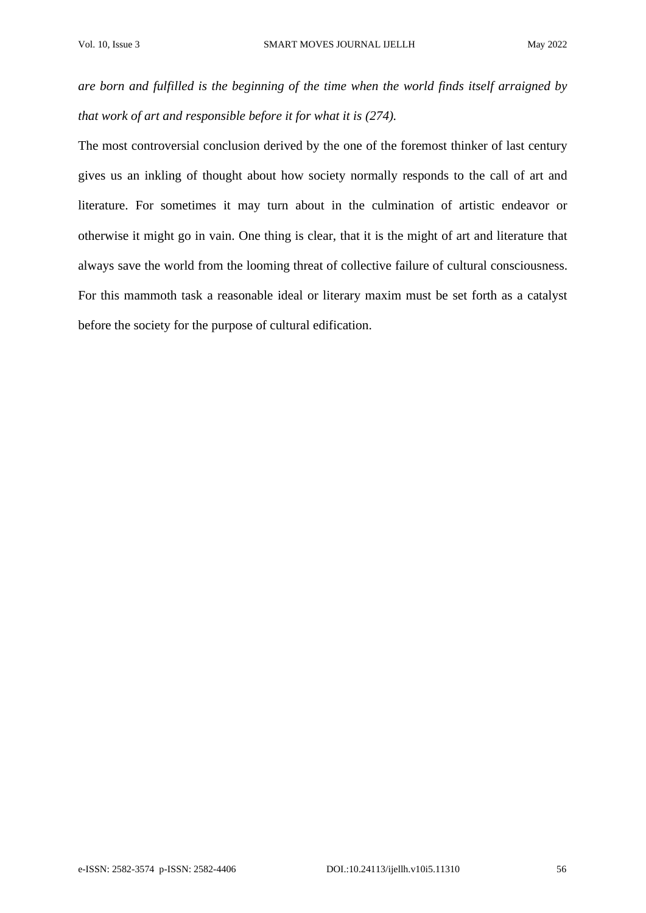*are born and fulfilled is the beginning of the time when the world finds itself arraigned by that work of art and responsible before it for what it is (274).*

The most controversial conclusion derived by the one of the foremost thinker of last century gives us an inkling of thought about how society normally responds to the call of art and literature. For sometimes it may turn about in the culmination of artistic endeavor or otherwise it might go in vain. One thing is clear, that it is the might of art and literature that always save the world from the looming threat of collective failure of cultural consciousness. For this mammoth task a reasonable ideal or literary maxim must be set forth as a catalyst before the society for the purpose of cultural edification.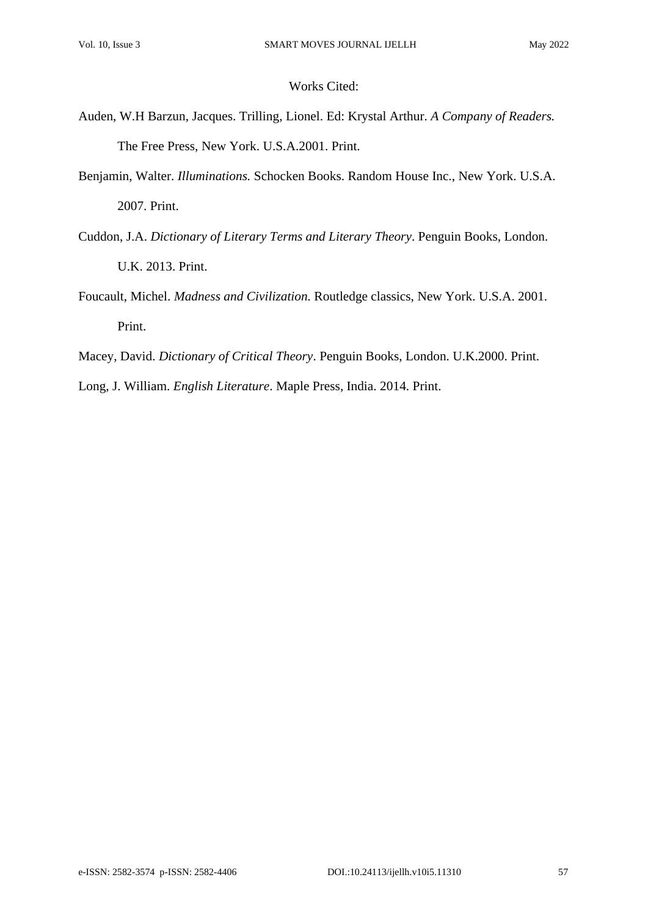Works Cited:

Auden, W.H Barzun, Jacques. Trilling, Lionel. Ed: Krystal Arthur. *A Company of Readers.* The Free Press, New York. U.S.A.2001. Print.

Benjamin, Walter. *Illuminations.* Schocken Books. Random House Inc., New York. U.S.A. 2007. Print.

Cuddon, J.A. *Dictionary of Literary Terms and Literary Theory*. Penguin Books, London. U.K. 2013. Print.

Foucault, Michel. *Madness and Civilization.* Routledge classics, New York. U.S.A. 2001. Print.

Macey, David. *Dictionary of Critical Theory*. Penguin Books, London. U.K.2000. Print.

Long, J. William. *English Literature*. Maple Press, India. 2014. Print.